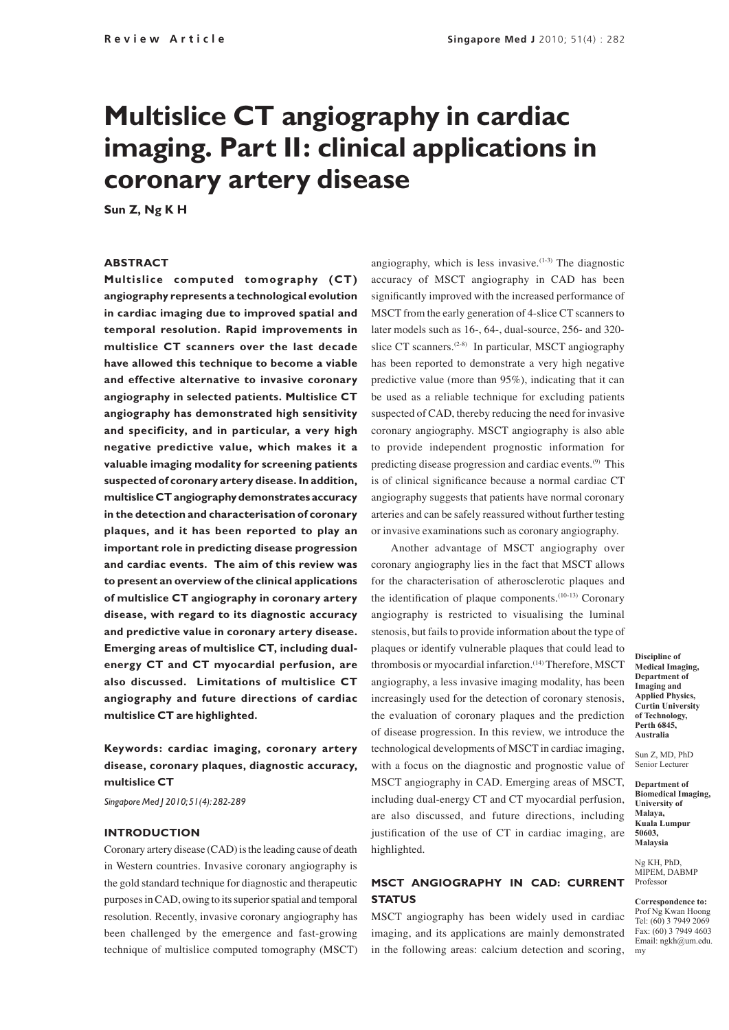Review Article

# Multislice CT angiography in cardiac imaging. Part II: clinical applications in coronary artery disease

**Sun Z, Ng K H**

## ABSTRACT

**Multislice computed tomography (CT) angiography represents a technological evolution in cardiac imaging due to improved spatial and temporal resolution. Rapid improvements in multislice CT scanners over the last decade have allowed this technique to become a viable and effective alternative to invasive coronary angiography in selected patients. Multislice CT angiography has demonstrated high sensitivity and specificity, and in particular, a very high negative predictive value, which makes it a valuable imaging modality for screening patients suspected of coronary artery disease. In addition, multislice CT angiography demonstrates accuracy in the detection and characterisation of coronary plaques, and it has been reported to play an important role in predicting disease progression and cardiac events. The aim of this review was to present an overview of the clinical applications of multislice CT angiography in coronary artery disease, with regard to its diagnostic accuracy and predictive value in coronary artery disease. Emerging areas of multislice CT, including dual-energy CT and CT myocardial perfusion, are also discussed. Limitations of multislice CT angiography and future directions of cardiac multislice CT are highlighted.**

**Keywords: cardiac imaging, coronary artery disease, coronary plaques, diagnostic accuracy, multislice CT**

*Singapore Med J 2010; 51(4): 282-289*

## INTRODUCTION

Coronary artery disease (CAD) is the leading cause of death in Western countries. Invasive coronary angiography is the gold standard technique for diagnostic and therapeutic purposes in CAD, owing to its superior spatial and temporal resolution. Recently, invasive coronary angiography has been challenged by the emergence and fast-growing technique of multislice computed tomography (MSCT) angiography, which is less invasive.[1-3] The diagnostic accuracy of MSCT angiography in CAD has been significantly improved with the increased performance of MSCT from the early generation of 4-slice CT scanners to later models such as 16-, 64-, dual-source, 256- and 320-slice CT scanners.[2-8] In particular, MSCT angiography has been reported to demonstrate a very high negative predictive value (more than 95%), indicating that it can be used as a reliable technique for excluding patients suspected of CAD, thereby reducing the need for invasive coronary angiography. MSCT angiography is also able to provide independent prognostic information for predicting disease progression and cardiac events.[9] This is of clinical significance because a normal cardiac CT angiography suggests that patients have normal coronary arteries and can be safely reassured without further testing or invasive examinations such as coronary angiography.

Another advantage of MSCT angiography over coronary angiography lies in the fact that MSCT allows for the characterisation of atherosclerotic plaques and the identification of plaque components.[10-13] Coronary angiography is restricted to visualising the luminal stenosis, but fails to provide information about the type of plaques or identify vulnerable plaques that could lead to thrombosis or myocardial infarction.[14] Therefore, MSCT angiography, a less invasive imaging modality, has been increasingly used for the detection of coronary stenosis, the evaluation of coronary plaques and the prediction of disease progression. In this review, we introduce the technological developments of MSCT in cardiac imaging, with a focus on the diagnostic and prognostic value of MSCT angiography in CAD. Emerging areas of MSCT, including dual-energy CT and CT myocardial perfusion, are also discussed, and future directions, including justification of the use of CT in cardiac imaging, are highlighted.

## MSCT ANGIOGRAPHY IN CAD: CURRENT STATUS

MSCT angiography has been widely used in cardiac imaging, and its applications are mainly demonstrated in the following areas: calcium detection and scoring,

**Discipline of Medical Imaging, Department of Imaging and Applied Physics, Curtin University of Technology, Perth 6845, Australia**

Sun Z, MD, PhD
Senior Lecturer

**Department of Biomedical Imaging, University of Malaya, Kuala Lumpur 50603, Malaysia**

Ng KH, PhD, MIPEM, DABMP
Professor

**Correspondence to:**
Prof Ng Kwan Hoong
Tel: (60) 3 7949 2069
Fax: (60) 3 7949 4603
Email: ngkh@um.edu.my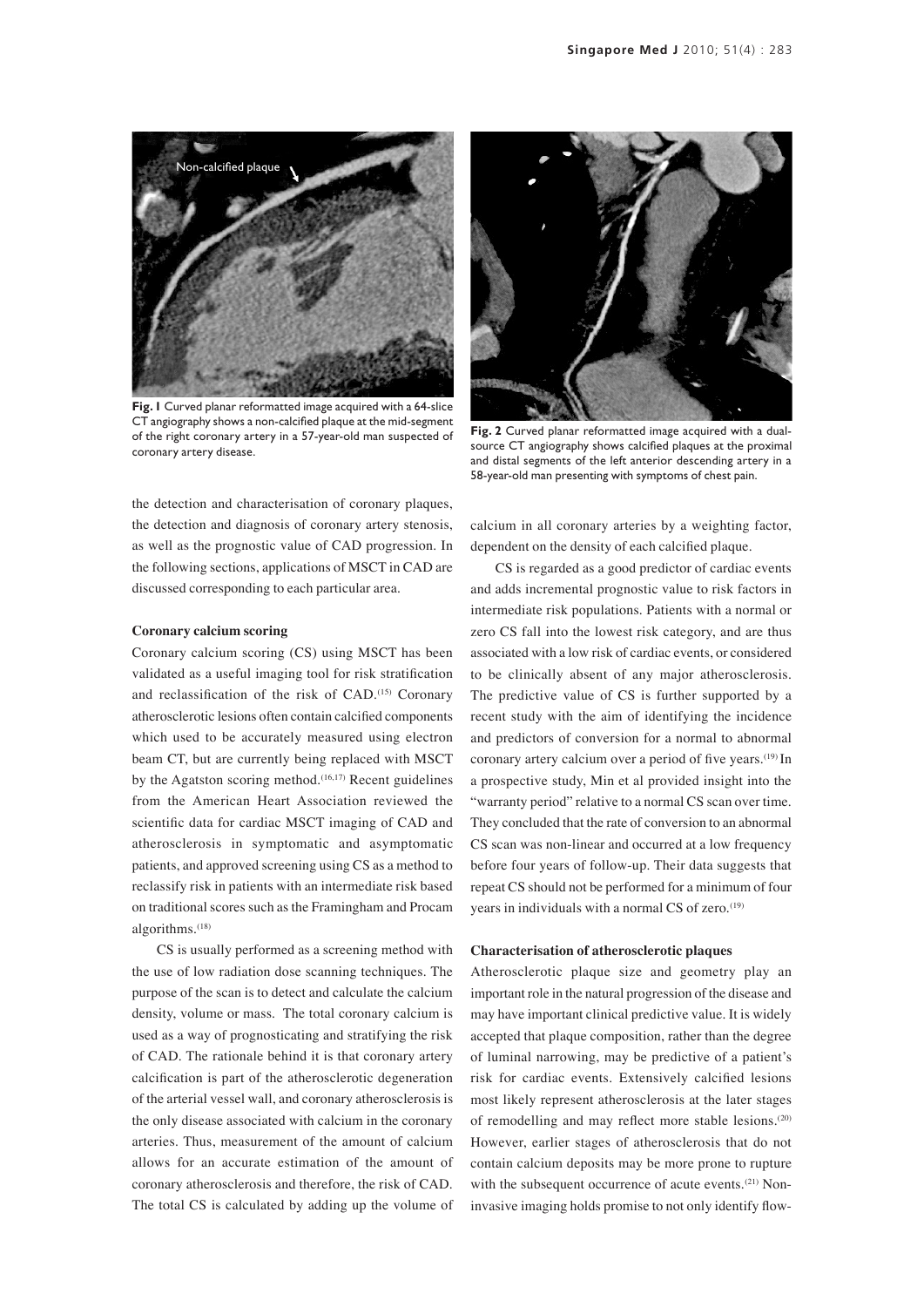Fig. 1 Curved planar reformatted image acquired with a 64-slice CT angiography shows a non-calcified plaque at the mid-segment of the right coronary artery in a 57-year-old man suspected of coronary artery disease.

Fig. 2 Curved planar reformatted image acquired with a dual-source CT angiography shows calcified plaques at the proximal and distal segments of the left anterior descending artery in a 58-year-old man presenting with symptoms of chest pain.

the detection and characterisation of coronary plaques, the detection and diagnosis of coronary artery stenosis, as well as the prognostic value of CAD progression. In the following sections, applications of MSCT in CAD are discussed corresponding to each particular area.

**Coronary calcium scoring**

Coronary calcium scoring (CS) using MSCT has been validated as a useful imaging tool for risk stratification and reclassification of the risk of CAD.[15] Coronary atherosclerotic lesions often contain calcified components which used to be accurately measured using electron beam CT, but are currently being replaced with MSCT by the Agatston scoring method.[16,17] Recent guidelines from the American Heart Association reviewed the scientific data for cardiac MSCT imaging of CAD and atherosclerosis in symptomatic and asymptomatic patients, and approved screening using CS as a method to reclassify risk in patients with an intermediate risk based on traditional scores such as the Framingham and Procam algorithms.[18]

CS is usually performed as a screening method with the use of low radiation dose scanning techniques. The purpose of the scan is to detect and calculate the calcium density, volume or mass. The total coronary calcium is used as a way of prognosticating and stratifying the risk of CAD. The rationale behind it is that coronary artery calcification is part of the atherosclerotic degeneration of the arterial vessel wall, and coronary atherosclerosis is the only disease associated with calcium in the coronary arteries. Thus, measurement of the amount of calcium allows for an accurate estimation of the amount of coronary atherosclerosis and therefore, the risk of CAD. The total CS is calculated by adding up the volume of calcium in all coronary arteries by a weighting factor, dependent on the density of each calcified plaque.

CS is regarded as a good predictor of cardiac events and adds incremental prognostic value to risk factors in intermediate risk populations. Patients with a normal or zero CS fall into the lowest risk category, and are thus associated with a low risk of cardiac events, or considered to be clinically absent of any major atherosclerosis. The predictive value of CS is further supported by a recent study with the aim of identifying the incidence and predictors of conversion for a normal to abnormal coronary artery calcium over a period of five years.[19] In a prospective study, Min et al provided insight into the "warranty period" relative to a normal CS scan over time. They concluded that the rate of conversion to an abnormal CS scan was non-linear and occurred at a low frequency before four years of follow-up. Their data suggests that repeat CS should not be performed for a minimum of four years in individuals with a normal CS of zero.[19]

**Characterisation of atherosclerotic plaques**

Atherosclerotic plaque size and geometry play an important role in the natural progression of the disease and may have important clinical predictive value. It is widely accepted that plaque composition, rather than the degree of luminal narrowing, may be predictive of a patient's risk for cardiac events. Extensively calcified lesions most likely represent atherosclerosis at the later stages of remodelling and may reflect more stable lesions.[20] However, earlier stages of atherosclerosis that do not contain calcium deposits may be more prone to rupture with the subsequent occurrence of acute events.[21] Non-invasive imaging holds promise to not only identify flow-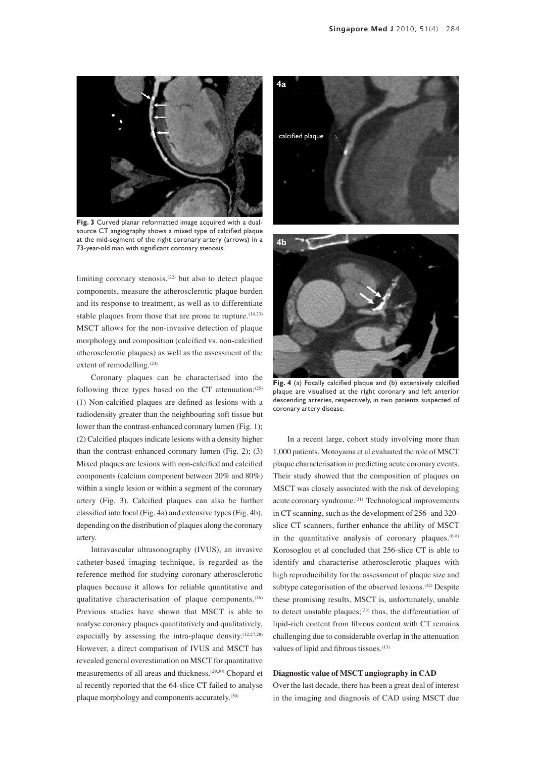Fig. 3 Curved planar reformatted image acquired with a dual-source CT angiography shows a mixed type of calcified plaque at the mid-segment of the right coronary artery (arrows) in a 73-year-old man with significant coronary stenosis.

Fig. 4 (a) Focally calcified plaque and (b) extensively calcified plaque are visualised at the right coronary and left anterior descending arteries, respectively, in two patients suspected of coronary artery disease.

limiting coronary stenosis,[22] but also to detect plaque components, measure the atherosclerotic plaque burden and its response to treatment, as well as to differentiate stable plaques from those that are prone to rupture.[14,23] MSCT allows for the non-invasive detection of plaque morphology and composition (calcified vs. non-calcified atherosclerotic plaques) as well as the assessment of the extent of remodelling.[24]

Coronary plaques can be characterised into the following three types based on the CT attenuation:[25] (1) Non-calcified plaques are defined as lesions with a radiodensity greater than the neighbouring soft tissue but lower than the contrast-enhanced coronary lumen (Fig. 1); (2) Calcified plaques indicate lesions with a density higher than the contrast-enhanced coronary lumen (Fig. 2); (3) Mixed plaques are lesions with non-calcified and calcified components (calcium component between 20% and 80%) within a single lesion or within a segment of the coronary artery (Fig. 3). Calcified plaques can also be further classified into focal (Fig. 4a) and extensive types (Fig. 4b), depending on the distribution of plaques along the coronary artery.

Intravascular ultrasonography (IVUS), an invasive catheter-based imaging technique, is regarded as the reference method for studying coronary atherosclerotic plaques because it allows for reliable quantitative and qualitative characterisation of plaque components.[26] Previous studies have shown that MSCT is able to analyse coronary plaques quantitatively and qualitatively, especially by assessing the intra-plaque density.[12,27,28] However, a direct comparison of IVUS and MSCT has revealed general overestimation on MSCT for quantitative measurements of all areas and thickness.[29,30] Chopard et al recently reported that the 64-slice CT failed to analyse plaque morphology and components accurately.[30]

In a recent large, cohort study involving more than 1,000 patients, Motoyama et al evaluated the role of MSCT plaque characterisation in predicting acute coronary events. Their study showed that the composition of plaques on MSCT was closely associated with the risk of developing acute coronary syndrome.[31] Technological improvements in CT scanning, such as the development of 256- and 320-slice CT scanners, further enhance the ability of MSCT in the quantitative analysis of coronary plaques.[6-8] Korosoglou et al concluded that 256-slice CT is able to identify and characterise atherosclerotic plaques with high reproducibility for the assessment of plaque size and subtype categorisation of the observed lesions.[32] Despite these promising results, MSCT is, unfortunately, unable to detect unstable plaques;[33] thus, the differentiation of lipid-rich content from fibrous content with CT remains challenging due to considerable overlap in the attenuation values of lipid and fibrous tissues.[13]

**Diagnostic value of MSCT angiography in CAD**

Over the last decade, there has been a great deal of interest in the imaging and diagnosis of CAD using MSCT due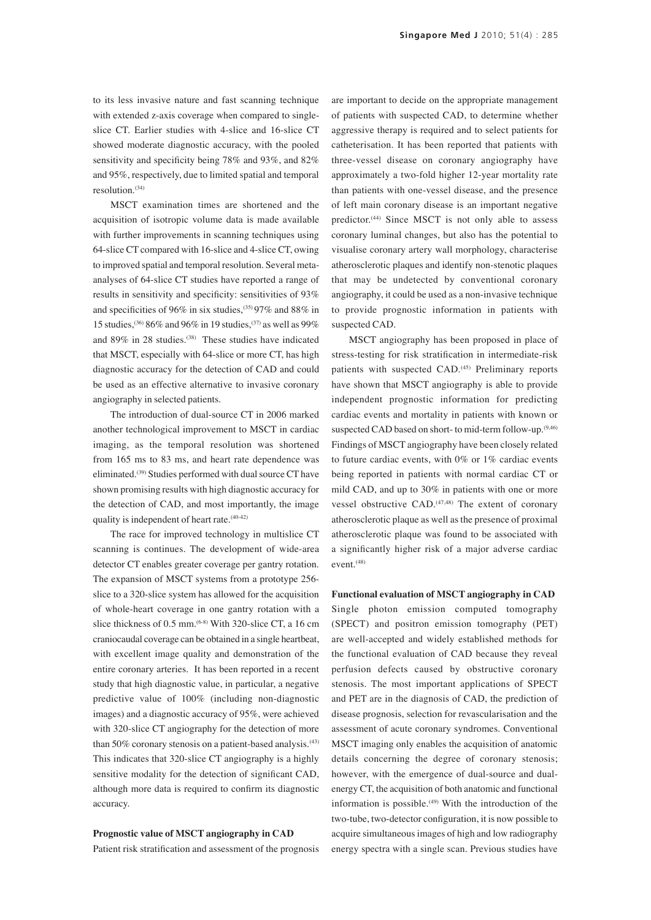to its less invasive nature and fast scanning technique with extended z-axis coverage when compared to single-slice CT. Earlier studies with 4-slice and 16-slice CT showed moderate diagnostic accuracy, with the pooled sensitivity and specificity being 78% and 93%, and 82% and 95%, respectively, due to limited spatial and temporal resolution.[34]

MSCT examination times are shortened and the acquisition of isotropic volume data is made available with further improvements in scanning techniques using 64-slice CT compared with 16-slice and 4-slice CT, owing to improved spatial and temporal resolution. Several meta-analyses of 64-slice CT studies have reported a range of results in sensitivity and specificity: sensitivities of 93% and specificities of 96% in six studies,[35] 97% and 88% in 15 studies,[36] 86% and 96% in 19 studies,[37] as well as 99% and 89% in 28 studies.[38] These studies have indicated that MSCT, especially with 64-slice or more CT, has high diagnostic accuracy for the detection of CAD and could be used as an effective alternative to invasive coronary angiography in selected patients.

The introduction of dual-source CT in 2006 marked another technological improvement to MSCT in cardiac imaging, as the temporal resolution was shortened from 165 ms to 83 ms, and heart rate dependence was eliminated.[39] Studies performed with dual source CT have shown promising results with high diagnostic accuracy for the detection of CAD, and most importantly, the image quality is independent of heart rate.[40-42]

The race for improved technology in multislice CT scanning is continues. The development of wide-area detector CT enables greater coverage per gantry rotation. The expansion of MSCT systems from a prototype 256-slice to a 320-slice system has allowed for the acquisition of whole-heart coverage in one gantry rotation with a slice thickness of 0.5 mm.[6-8] With 320-slice CT, a 16 cm craniocaudal coverage can be obtained in a single heartbeat, with excellent image quality and demonstration of the entire coronary arteries. It has been reported in a recent study that high diagnostic value, in particular, a negative predictive value of 100% (including non-diagnostic images) and a diagnostic accuracy of 95%, were achieved with 320-slice CT angiography for the detection of more than 50% coronary stenosis on a patient-based analysis.[43] This indicates that 320-slice CT angiography is a highly sensitive modality for the detection of significant CAD, although more data is required to confirm its diagnostic accuracy.

**Prognostic value of MSCT angiography in CAD**

Patient risk stratification and assessment of the prognosis are important to decide on the appropriate management of patients with suspected CAD, to determine whether aggressive therapy is required and to select patients for catheterisation. It has been reported that patients with three-vessel disease on coronary angiography have approximately a two-fold higher 12-year mortality rate than patients with one-vessel disease, and the presence of left main coronary disease is an important negative predictor.[44] Since MSCT is not only able to assess coronary luminal changes, but also has the potential to visualise coronary artery wall morphology, characterise atherosclerotic plaques and identify non-stenotic plaques that may be undetected by conventional coronary angiography, it could be used as a non-invasive technique to provide prognostic information in patients with suspected CAD.

MSCT angiography has been proposed in place of stress-testing for risk stratification in intermediate-risk patients with suspected CAD.[45] Preliminary reports have shown that MSCT angiography is able to provide independent prognostic information for predicting cardiac events and mortality in patients with known or suspected CAD based on short- to mid-term follow-up.[9,46] Findings of MSCT angiography have been closely related to future cardiac events, with 0% or 1% cardiac events being reported in patients with normal cardiac CT or mild CAD, and up to 30% in patients with one or more vessel obstructive CAD.[47,48] The extent of coronary atherosclerotic plaque as well as the presence of proximal atherosclerotic plaque was found to be associated with a significantly higher risk of a major adverse cardiac event.[48]

**Functional evaluation of MSCT angiography in CAD**

Single photon emission computed tomography (SPECT) and positron emission tomography (PET) are well-accepted and widely established methods for the functional evaluation of CAD because they reveal perfusion defects caused by obstructive coronary stenosis. The most important applications of SPECT and PET are in the diagnosis of CAD, the prediction of disease prognosis, selection for revascularisation and the assessment of acute coronary syndromes. Conventional MSCT imaging only enables the acquisition of anatomic details concerning the degree of coronary stenosis; however, with the emergence of dual-source and dual-energy CT, the acquisition of both anatomic and functional information is possible.[49] With the introduction of the two-tube, two-detector configuration, it is now possible to acquire simultaneous images of high and low radiography energy spectra with a single scan. Previous studies have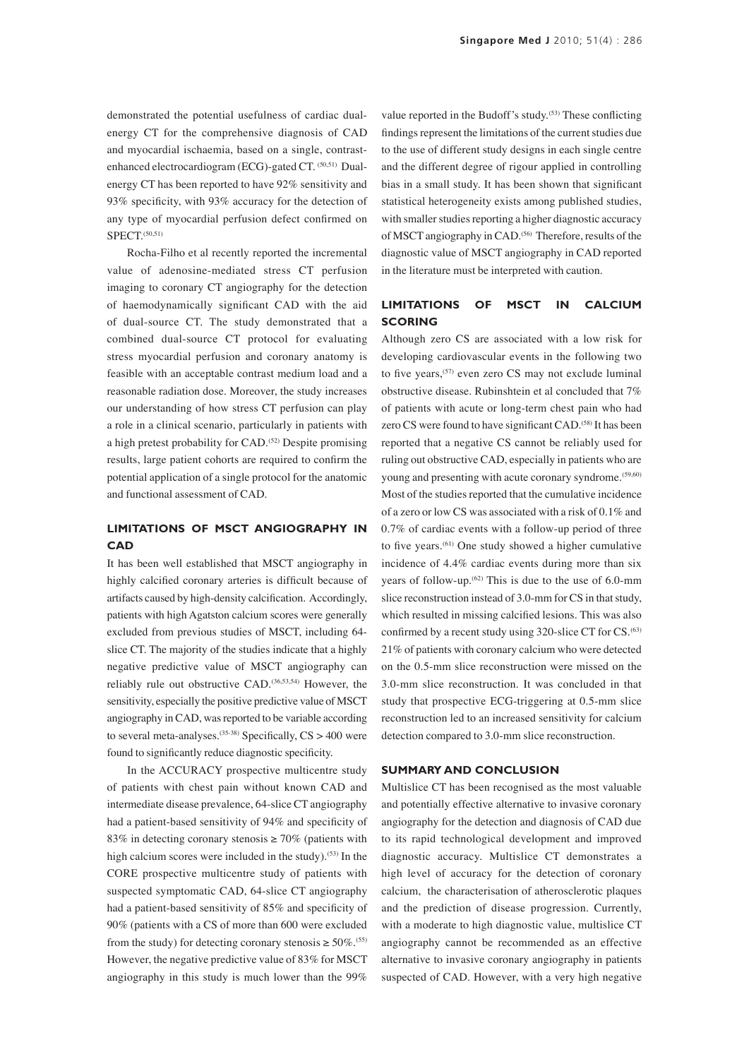demonstrated the potential usefulness of cardiac dual-energy CT for the comprehensive diagnosis of CAD and myocardial ischaemia, based on a single, contrast-enhanced electrocardiogram (ECG)-gated CT.[50,51] Dual-energy CT has been reported to have 92% sensitivity and 93% specificity, with 93% accuracy for the detection of any type of myocardial perfusion defect confirmed on SPECT.[50,51]

Rocha-Filho et al recently reported the incremental value of adenosine-mediated stress CT perfusion imaging to coronary CT angiography for the detection of haemodynamically significant CAD with the aid of dual-source CT. The study demonstrated that a combined dual-source CT protocol for evaluating stress myocardial perfusion and coronary anatomy is feasible with an acceptable contrast medium load and a reasonable radiation dose. Moreover, the study increases our understanding of how stress CT perfusion can play a role in a clinical scenario, particularly in patients with a high pretest probability for CAD.[52] Despite promising results, large patient cohorts are required to confirm the potential application of a single protocol for the anatomic and functional assessment of CAD.

## LIMITATIONS OF MSCT ANGIOGRAPHY IN CAD

It has been well established that MSCT angiography in highly calcified coronary arteries is difficult because of artifacts caused by high-density calcification. Accordingly, patients with high Agatston calcium scores were generally excluded from previous studies of MSCT, including 64-slice CT. The majority of the studies indicate that a highly negative predictive value of MSCT angiography can reliably rule out obstructive CAD.[36,53,54] However, the sensitivity, especially the positive predictive value of MSCT angiography in CAD, was reported to be variable according to several meta-analyses.[35-38] Specifically, CS > 400 were found to significantly reduce diagnostic specificity.

In the ACCURACY prospective multicentre study of patients with chest pain without known CAD and intermediate disease prevalence, 64-slice CT angiography had a patient-based sensitivity of 94% and specificity of 83% in detecting coronary stenosis ≥ 70% (patients with high calcium scores were included in the study).[53] In the CORE prospective multicentre study of patients with suspected symptomatic CAD, 64-slice CT angiography had a patient-based sensitivity of 85% and specificity of 90% (patients with a CS of more than 600 were excluded from the study) for detecting coronary stenosis ≥ 50%.[55] However, the negative predictive value of 83% for MSCT angiography in this study is much lower than the 99% value reported in the Budoff's study.[53] These conflicting findings represent the limitations of the current studies due to the use of different study designs in each single centre and the different degree of rigour applied in controlling bias in a small study. It has been shown that significant statistical heterogeneity exists among published studies, with smaller studies reporting a higher diagnostic accuracy of MSCT angiography in CAD.[56] Therefore, results of the diagnostic value of MSCT angiography in CAD reported in the literature must be interpreted with caution.

## LIMITATIONS OF MSCT IN CALCIUM SCORING

Although zero CS are associated with a low risk for developing cardiovascular events in the following two to five years,[57] even zero CS may not exclude luminal obstructive disease. Rubinshtein et al concluded that 7% of patients with acute or long-term chest pain who had zero CS were found to have significant CAD.[58] It has been reported that a negative CS cannot be reliably used for ruling out obstructive CAD, especially in patients who are young and presenting with acute coronary syndrome.[59,60] Most of the studies reported that the cumulative incidence of a zero or low CS was associated with a risk of 0.1% and 0.7% of cardiac events with a follow-up period of three to five years.[61] One study showed a higher cumulative incidence of 4.4% cardiac events during more than six years of follow-up.[62] This is due to the use of 6.0-mm slice reconstruction instead of 3.0-mm for CS in that study, which resulted in missing calcified lesions. This was also confirmed by a recent study using 320-slice CT for CS.[63] 21% of patients with coronary calcium who were detected on the 0.5-mm slice reconstruction were missed on the 3.0-mm slice reconstruction. It was concluded in that study that prospective ECG-triggering at 0.5-mm slice reconstruction led to an increased sensitivity for calcium detection compared to 3.0-mm slice reconstruction.

## SUMMARY AND CONCLUSION

Multislice CT has been recognised as the most valuable and potentially effective alternative to invasive coronary angiography for the detection and diagnosis of CAD due to its rapid technological development and improved diagnostic accuracy. Multislice CT demonstrates a high level of accuracy for the detection of coronary calcium, the characterisation of atherosclerotic plaques and the prediction of disease progression. Currently, with a moderate to high diagnostic value, multislice CT angiography cannot be recommended as an effective alternative to invasive coronary angiography in patients suspected of CAD. However, with a very high negative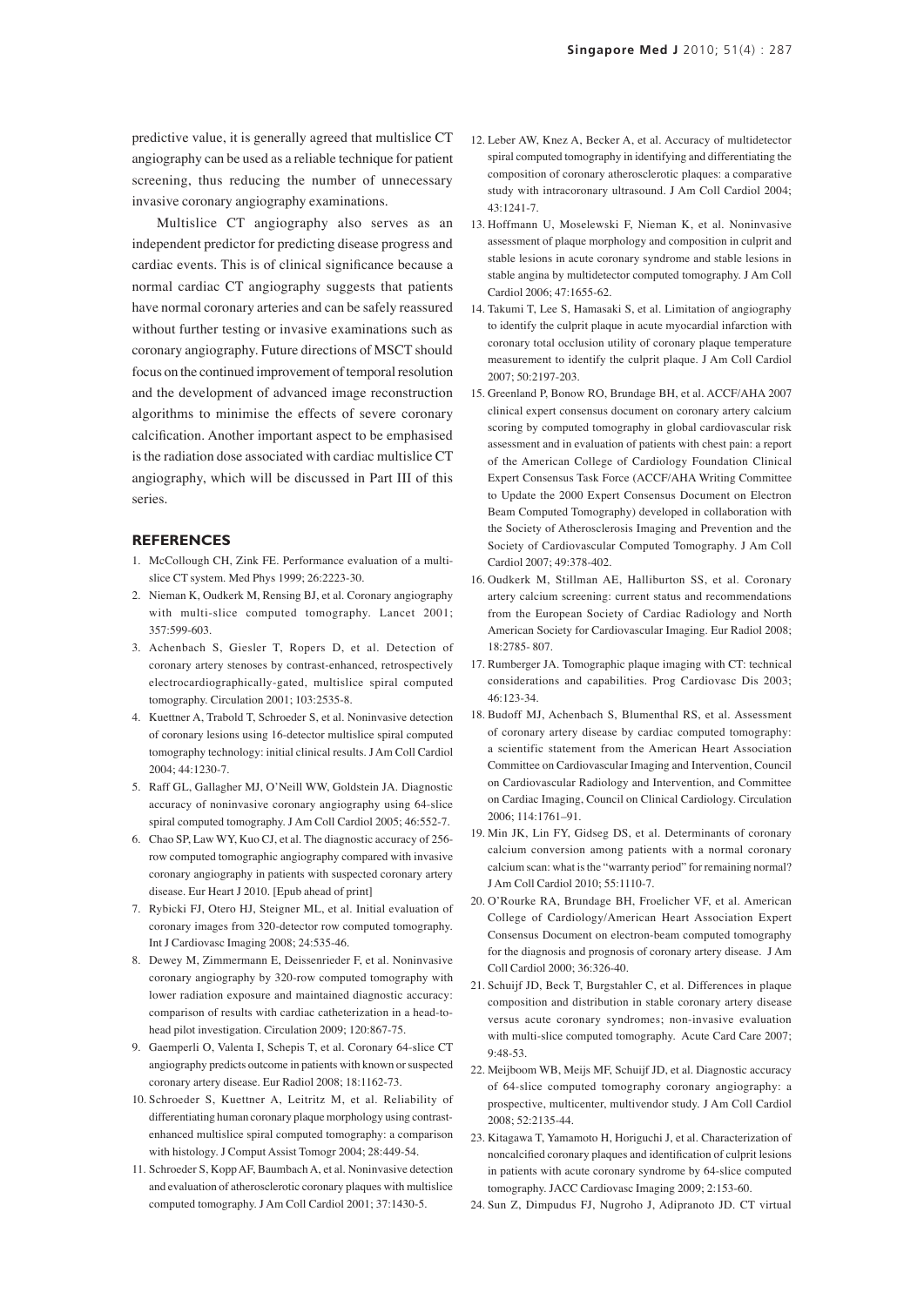predictive value, it is generally agreed that multislice CT angiography can be used as a reliable technique for patient screening, thus reducing the number of unnecessary invasive coronary angiography examinations.

Multislice CT angiography also serves as an independent predictor for predicting disease progress and cardiac events. This is of clinical significance because a normal cardiac CT angiography suggests that patients have normal coronary arteries and can be safely reassured without further testing or invasive examinations such as coronary angiography. Future directions of MSCT should focus on the continued improvement of temporal resolution and the development of advanced image reconstruction algorithms to minimise the effects of severe coronary calcification. Another important aspect to be emphasised is the radiation dose associated with cardiac multislice CT angiography, which will be discussed in Part III of this series.

## REFERENCES

1. McCollough CH, Zink FE. Performance evaluation of a multislice CT system. Med Phys 1999; 26:2223-30.
2. Nieman K, Oudkerk M, Rensing BJ, et al. Coronary angiography with multi-slice computed tomography. Lancet 2001; 357:599-603.
3. Achenbach S, Giesler T, Ropers D, et al. Detection of coronary artery stenoses by contrast-enhanced, retrospectively electrocardiographically-gated, multislice spiral computed tomography. Circulation 2001; 103:2535-8.
4. Kuettner A, Trabold T, Schroeder S, et al. Noninvasive detection of coronary lesions using 16-detector multislice spiral computed tomography technology: initial clinical results. J Am Coll Cardiol 2004; 44:1230-7.
5. Raff GL, Gallagher MJ, O'Neill WW, Goldstein JA. Diagnostic accuracy of noninvasive coronary angiography using 64-slice spiral computed tomography. J Am Coll Cardiol 2005; 46:552-7.
6. Chao SP, Law WY, Kuo CJ, et al. The diagnostic accuracy of 256-row computed tomographic angiography compared with invasive coronary angiography in patients with suspected coronary artery disease. Eur Heart J 2010. [Epub ahead of print]
7. Rybicki FJ, Otero HJ, Steigner ML, et al. Initial evaluation of coronary images from 320-detector row computed tomography. Int J Cardiovasc Imaging 2008; 24:535-46.
8. Dewey M, Zimmermann E, Deissenrieder F, et al. Noninvasive coronary angiography by 320-row computed tomography with lower radiation exposure and maintained diagnostic accuracy: comparison of results with cardiac catheterization in a head-to-head pilot investigation. Circulation 2009; 120:867-75.
9. Gaemperli O, Valenta I, Schepis T, et al. Coronary 64-slice CT angiography predicts outcome in patients with known or suspected coronary artery disease. Eur Radiol 2008; 18:1162-73.
10. Schroeder S, Kuettner A, Leitritz M, et al. Reliability of differentiating human coronary plaque morphology using contrast-enhanced multislice spiral computed tomography: a comparison with histology. J Comput Assist Tomogr 2004; 28:449-54.
11. Schroeder S, Kopp AF, Baumbach A, et al. Noninvasive detection and evaluation of atherosclerotic coronary plaques with multislice computed tomography. J Am Coll Cardiol 2001; 37:1430-5.
12. Leber AW, Knez A, Becker A, et al. Accuracy of multidetector spiral computed tomography in identifying and differentiating the composition of coronary atherosclerotic plaques: a comparative study with intracoronary ultrasound. J Am Coll Cardiol 2004; 43:1241-7.
13. Hoffmann U, Moselewski F, Nieman K, et al. Noninvasive assessment of plaque morphology and composition in culprit and stable lesions in acute coronary syndrome and stable lesions in stable angina by multidetector computed tomography. J Am Coll Cardiol 2006; 47:1655-62.
14. Takumi T, Lee S, Hamasaki S, et al. Limitation of angiography to identify the culprit plaque in acute myocardial infarction with coronary total occlusion utility of coronary plaque temperature measurement to identify the culprit plaque. J Am Coll Cardiol 2007; 50:2197-203.
15. Greenland P, Bonow RO, Brundage BH, et al. ACCF/AHA 2007 clinical expert consensus document on coronary artery calcium scoring by computed tomography in global cardiovascular risk assessment and in evaluation of patients with chest pain: a report of the American College of Cardiology Foundation Clinical Expert Consensus Task Force (ACCF/AHA Writing Committee to Update the 2000 Expert Consensus Document on Electron Beam Computed Tomography) developed in collaboration with the Society of Atherosclerosis Imaging and Prevention and the Society of Cardiovascular Computed Tomography. J Am Coll Cardiol 2007; 49:378-402.
16. Oudkerk M, Stillman AE, Halliburton SS, et al. Coronary artery calcium screening: current status and recommendations from the European Society of Cardiac Radiology and North American Society for Cardiovascular Imaging. Eur Radiol 2008; 18:2785- 807.
17. Rumberger JA. Tomographic plaque imaging with CT: technical considerations and capabilities. Prog Cardiovasc Dis 2003; 46:123-34.
18. Budoff MJ, Achenbach S, Blumenthal RS, et al. Assessment of coronary artery disease by cardiac computed tomography: a scientific statement from the American Heart Association Committee on Cardiovascular Imaging and Intervention, Council on Cardiovascular Radiology and Intervention, and Committee on Cardiac Imaging, Council on Clinical Cardiology. Circulation 2006; 114:1761–91.
19. Min JK, Lin FY, Gidseg DS, et al. Determinants of coronary calcium conversion among patients with a normal coronary calcium scan: what is the "warranty period" for remaining normal? J Am Coll Cardiol 2010; 55:1110-7.
20. O'Rourke RA, Brundage BH, Froelicher VF, et al. American College of Cardiology/American Heart Association Expert Consensus Document on electron-beam computed tomography for the diagnosis and prognosis of coronary artery disease. J Am Coll Cardiol 2000; 36:326-40.
21. Schuijf JD, Beck T, Burgstahler C, et al. Differences in plaque composition and distribution in stable coronary artery disease versus acute coronary syndromes; non-invasive evaluation with multi-slice computed tomography. Acute Card Care 2007; 9:48-53.
22. Meijboom WB, Meijs MF, Schuijf JD, et al. Diagnostic accuracy of 64-slice computed tomography coronary angiography: a prospective, multicenter, multivendor study. J Am Coll Cardiol 2008; 52:2135-44.
23. Kitagawa T, Yamamoto H, Horiguchi J, et al. Characterization of noncalcified coronary plaques and identification of culprit lesions in patients with acute coronary syndrome by 64-slice computed tomography. JACC Cardiovasc Imaging 2009; 2:153-60.
24. Sun Z, Dimpudus FJ, Nugroho J, Adipranoto JD. CT virtual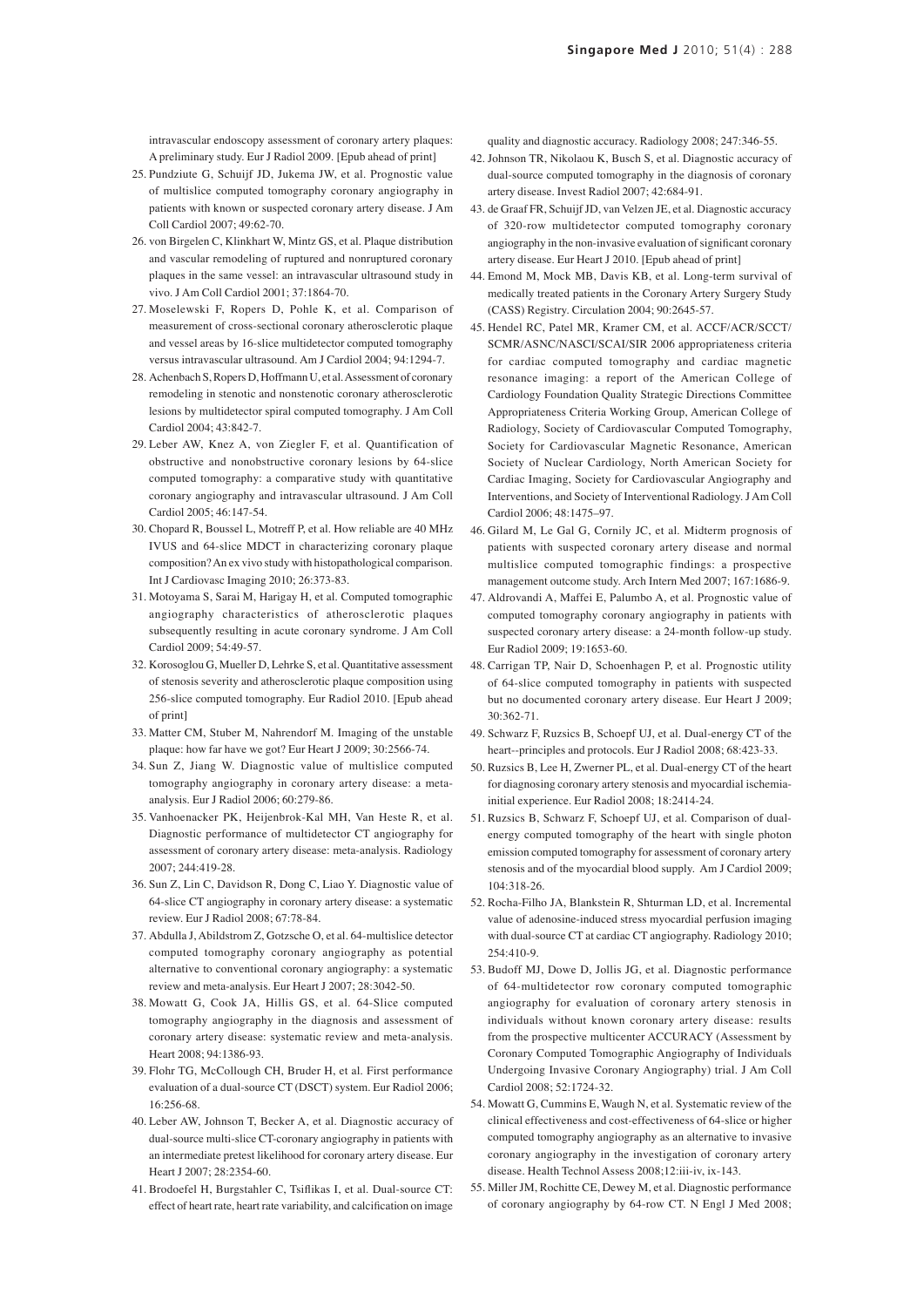intravascular endoscopy assessment of coronary artery plaques: A preliminary study. Eur J Radiol 2009. [Epub ahead of print]

25. Pundziute G, Schuijf JD, Jukema JW, et al. Prognostic value of multislice computed tomography coronary angiography in patients with known or suspected coronary artery disease. J Am Coll Cardiol 2007; 49:62-70.
26. von Birgelen C, Klinkhart W, Mintz GS, et al. Plaque distribution and vascular remodeling of ruptured and nonruptured coronary plaques in the same vessel: an intravascular ultrasound study in vivo. J Am Coll Cardiol 2001; 37:1864-70.
27. Moselewski F, Ropers D, Pohle K, et al. Comparison of measurement of cross-sectional coronary atherosclerotic plaque and vessel areas by 16-slice multidetector computed tomography versus intravascular ultrasound. Am J Cardiol 2004; 94:1294-7.
28. Achenbach S, Ropers D, Hoffmann U, et al. Assessment of coronary remodeling in stenotic and nonstenotic coronary atherosclerotic lesions by multidetector spiral computed tomography. J Am Coll Cardiol 2004; 43:842-7.
29. Leber AW, Knez A, von Ziegler F, et al. Quantification of obstructive and nonobstructive coronary lesions by 64-slice computed tomography: a comparative study with quantitative coronary angiography and intravascular ultrasound. J Am Coll Cardiol 2005; 46:147-54.
30. Chopard R, Boussel L, Motreff P, et al. How reliable are 40 MHz IVUS and 64-slice MDCT in characterizing coronary plaque composition? An ex vivo study with histopathological comparison. Int J Cardiovasc Imaging 2010; 26:373-83.
31. Motoyama S, Sarai M, Harigay H, et al. Computed tomographic angiography characteristics of atherosclerotic plaques subsequently resulting in acute coronary syndrome. J Am Coll Cardiol 2009; 54:49-57.
32. Korosoglou G, Mueller D, Lehrke S, et al. Quantitative assessment of stenosis severity and atherosclerotic plaque composition using 256-slice computed tomography. Eur Radiol 2010. [Epub ahead of print]
33. Matter CM, Stuber M, Nahrendorf M. Imaging of the unstable plaque: how far have we got? Eur Heart J 2009; 30:2566-74.
34. Sun Z, Jiang W. Diagnostic value of multislice computed tomography angiography in coronary artery disease: a meta-analysis. Eur J Radiol 2006; 60:279-86.
35. Vanhoenacker PK, Heijenbrok-Kal MH, Van Heste R, et al. Diagnostic performance of multidetector CT angiography for assessment of coronary artery disease: meta-analysis. Radiology 2007; 244:419-28.
36. Sun Z, Lin C, Davidson R, Dong C, Liao Y. Diagnostic value of 64-slice CT angiography in coronary artery disease: a systematic review. Eur J Radiol 2008; 67:78-84.
37. Abdulla J, Abildstrom Z, Gotzsche O, et al. 64-multislice detector computed tomography coronary angiography as potential alternative to conventional coronary angiography: a systematic review and meta-analysis. Eur Heart J 2007; 28:3042-50.
38. Mowatt G, Cook JA, Hillis GS, et al. 64-Slice computed tomography angiography in the diagnosis and assessment of coronary artery disease: systematic review and meta-analysis. Heart 2008; 94:1386-93.
39. Flohr TG, McCollough CH, Bruder H, et al. First performance evaluation of a dual-source CT (DSCT) system. Eur Radiol 2006; 16:256-68.
40. Leber AW, Johnson T, Becker A, et al. Diagnostic accuracy of dual-source multi-slice CT-coronary angiography in patients with an intermediate pretest likelihood for coronary artery disease. Eur Heart J 2007; 28:2354-60.
41. Brodoefel H, Burgstahler C, Tsiflikas I, et al. Dual-source CT: effect of heart rate, heart rate variability, and calcification on image quality and diagnostic accuracy. Radiology 2008; 247:346-55.
42. Johnson TR, Nikolaou K, Busch S, et al. Diagnostic accuracy of dual-source computed tomography in the diagnosis of coronary artery disease. Invest Radiol 2007; 42:684-91.
43. de Graaf FR, Schuijf JD, van Velzen JE, et al. Diagnostic accuracy of 320-row multidetector computed tomography coronary angiography in the non-invasive evaluation of significant coronary artery disease. Eur Heart J 2010. [Epub ahead of print]
44. Emond M, Mock MB, Davis KB, et al. Long-term survival of medically treated patients in the Coronary Artery Surgery Study (CASS) Registry. Circulation 2004; 90:2645-57.
45. Hendel RC, Patel MR, Kramer CM, et al. ACCF/ACR/SCCT/SCMR/ASNC/NASCI/SCAI/SIR 2006 appropriateness criteria for cardiac computed tomography and cardiac magnetic resonance imaging: a report of the American College of Cardiology Foundation Quality Strategic Directions Committee Appropriateness Criteria Working Group, American College of Radiology, Society of Cardiovascular Computed Tomography, Society for Cardiovascular Magnetic Resonance, American Society of Nuclear Cardiology, North American Society for Cardiac Imaging, Society for Cardiovascular Angiography and Interventions, and Society of Interventional Radiology. J Am Coll Cardiol 2006; 48:1475–97.
46. Gilard M, Le Gal G, Cornily JC, et al. Midterm prognosis of patients with suspected coronary artery disease and normal multislice computed tomographic findings: a prospective management outcome study. Arch Intern Med 2007; 167:1686-9.
47. Aldrovandi A, Maffei E, Palumbo A, et al. Prognostic value of computed tomography coronary angiography in patients with suspected coronary artery disease: a 24-month follow-up study. Eur Radiol 2009; 19:1653-60.
48. Carrigan TP, Nair D, Schoenhagen P, et al. Prognostic utility of 64-slice computed tomography in patients with suspected but no documented coronary artery disease. Eur Heart J 2009; 30:362-71.
49. Schwarz F, Ruzsics B, Schoepf UJ, et al. Dual-energy CT of the heart--principles and protocols. Eur J Radiol 2008; 68:423-33.
50. Ruzsics B, Lee H, Zwerner PL, et al. Dual-energy CT of the heart for diagnosing coronary artery stenosis and myocardial ischemia-initial experience. Eur Radiol 2008; 18:2414-24.
51. Ruzsics B, Schwarz F, Schoepf UJ, et al. Comparison of dual-energy computed tomography of the heart with single photon emission computed tomography for assessment of coronary artery stenosis and of the myocardial blood supply. Am J Cardiol 2009; 104:318-26.
52. Rocha-Filho JA, Blankstein R, Shturman LD, et al. Incremental value of adenosine-induced stress myocardial perfusion imaging with dual-source CT at cardiac CT angiography. Radiology 2010; 254:410-9.
53. Budoff MJ, Dowe D, Jollis JG, et al. Diagnostic performance of 64-multidetector row coronary computed tomographic angiography for evaluation of coronary artery stenosis in individuals without known coronary artery disease: results from the prospective multicenter ACCURACY (Assessment by Coronary Computed Tomographic Angiography of Individuals Undergoing Invasive Coronary Angiography) trial. J Am Coll Cardiol 2008; 52:1724-32.
54. Mowatt G, Cummins E, Waugh N, et al. Systematic review of the clinical effectiveness and cost-effectiveness of 64-slice or higher computed tomography angiography as an alternative to invasive coronary angiography in the investigation of coronary artery disease. Health Technol Assess 2008;12:iii-iv, ix-143.
55. Miller JM, Rochitte CE, Dewey M, et al. Diagnostic performance of coronary angiography by 64-row CT. N Engl J Med 2008;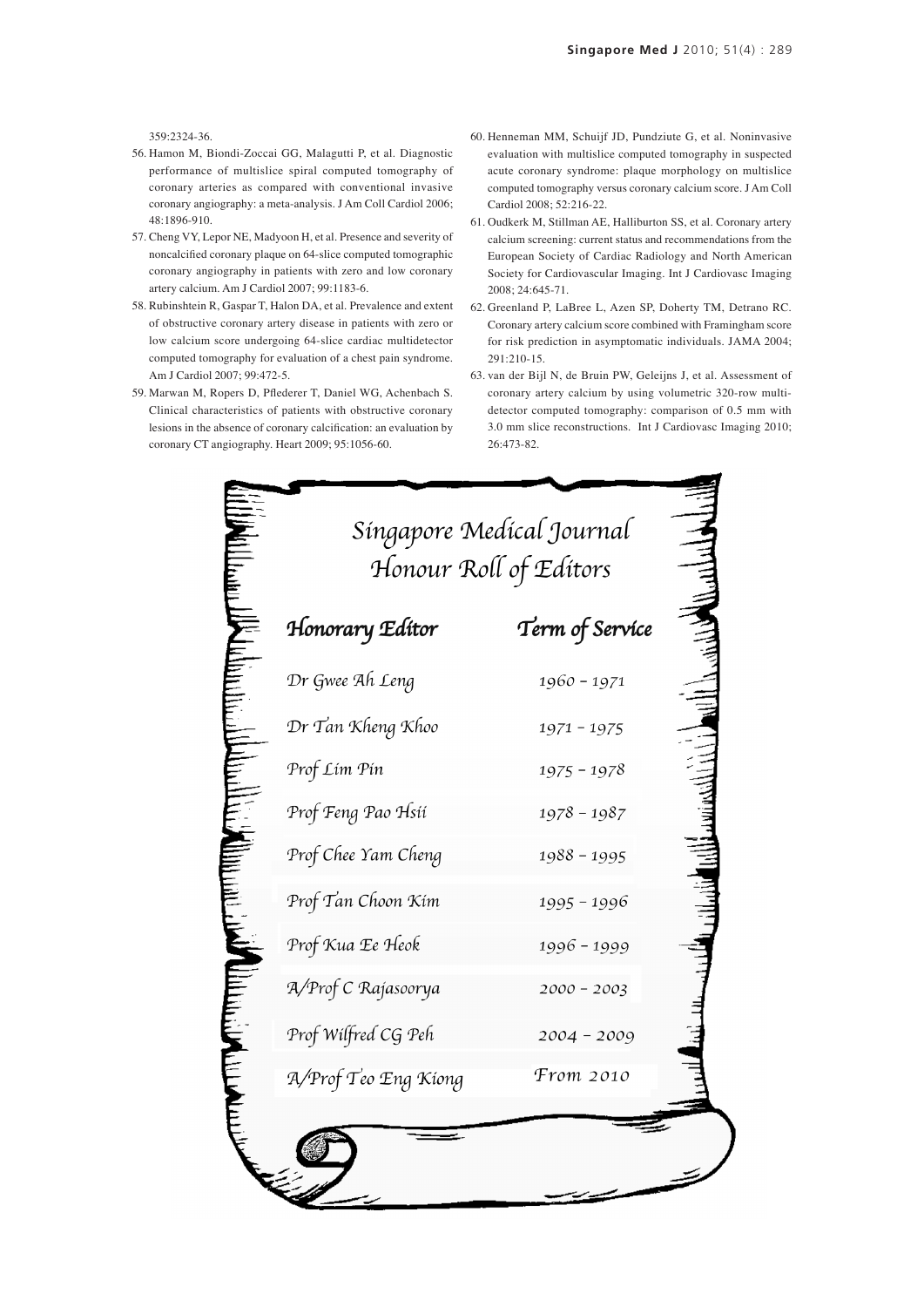359:2324-36.

56. Hamon M, Biondi-Zoccai GG, Malagutti P, et al. Diagnostic performance of multislice spiral computed tomography of coronary arteries as compared with conventional invasive coronary angiography: a meta-analysis. J Am Coll Cardiol 2006; 48:1896-910.
57. Cheng VY, Lepor NE, Madyoon H, et al. Presence and severity of noncalcified coronary plaque on 64-slice computed tomographic coronary angiography in patients with zero and low coronary artery calcium. Am J Cardiol 2007; 99:1183-6.
58. Rubinshtein R, Gaspar T, Halon DA, et al. Prevalence and extent of obstructive coronary artery disease in patients with zero or low calcium score undergoing 64-slice cardiac multidetector computed tomography for evaluation of a chest pain syndrome. Am J Cardiol 2007; 99:472-5.
59. Marwan M, Ropers D, Pflederer T, Daniel WG, Achenbach S. Clinical characteristics of patients with obstructive coronary lesions in the absence of coronary calcification: an evaluation by coronary CT angiography. Heart 2009; 95:1056-60.
60. Henneman MM, Schuijf JD, Pundziute G, et al. Noninvasive evaluation with multislice computed tomography in suspected acute coronary syndrome: plaque morphology on multislice computed tomography versus coronary calcium score. J Am Coll Cardiol 2008; 52:216-22.
61. Oudkerk M, Stillman AE, Halliburton SS, et al. Coronary artery calcium screening: current status and recommendations from the European Society of Cardiac Radiology and North American Society for Cardiovascular Imaging. Int J Cardiovasc Imaging 2008; 24:645-71.
62. Greenland P, LaBree L, Azen SP, Doherty TM, Detrano RC. Coronary artery calcium score combined with Framingham score for risk prediction in asymptomatic individuals. JAMA 2004; 291:210-15.
63. van der Bijl N, de Bruin PW, Geleijns J, et al. Assessment of coronary artery calcium by using volumetric 320-row multi-detector computed tomography: comparison of 0.5 mm with 3.0 mm slice reconstructions. Int J Cardiovasc Imaging 2010; 26:473-82.

## Singapore Medical Journal Honour Roll of Editors

| Honorary Editor | Term of Service |
|---|---|
| Dr Gwee Ah Leng | 1960 – 1971 |
| Dr Tan Kheng Khoo | 1971 – 1975 |
| Prof Lim Pin | 1975 – 1978 |
| Prof Feng Pao Hsii | 1978 – 1987 |
| Prof Chee Yam Cheng | 1988 – 1995 |
| Prof Tan Choon Kim | 1995 – 1996 |
| Prof Kua Ee Heok | 1996 – 1999 |
| A/Prof C Rajasoorya | 2000 – 2003 |
| Prof Wilfred CG Peh | 2004 – 2009 |
| A/Prof Teo Eng Kiong | From 2010 |